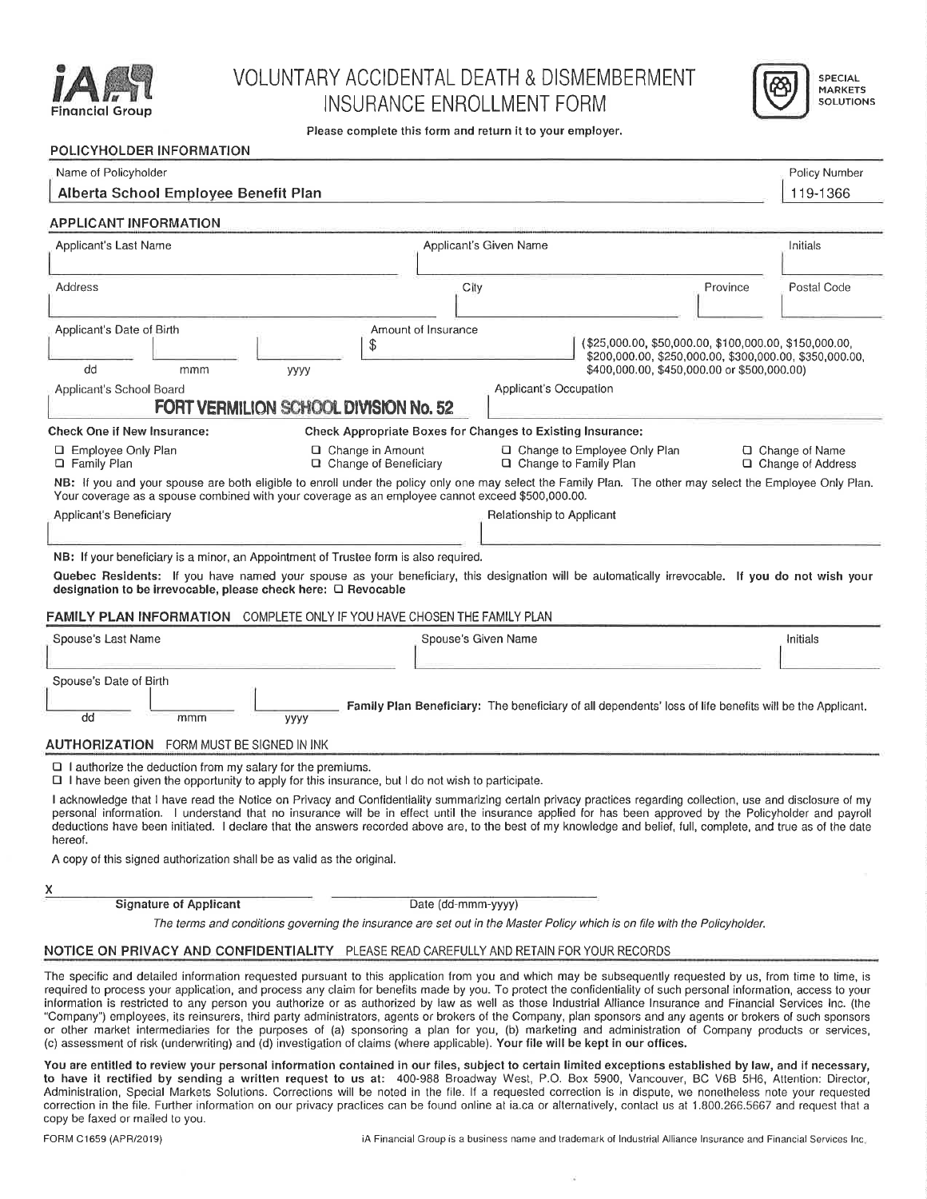iA Financial Group

# VOLUNTARY ACCIDENTAL DEATH & DISMEMBERMENT INSURANCE ENROLLMENT FORM

SPECIAL MARKETS SOLUTIONS

**Please complete this form and return it to your employer.**

## POLICYHOLDER INFORMATION

| Name of Policyholder | Policy Number |
|---|---|
| **Alberta School Employee Benefit Plan** | 119-1366 |

## APPLICANT INFORMATION

| Applicant's Last Name | Applicant's Given Name | Initials |
|---|---|---|
| | | |

| Address | City | Province | Postal Code |
|---|---|---|---|
| | | | |

Applicant's Date of Birth: ______ dd ______ mmm ______ yyyy

Amount of Insurance: $ ______ ($25,000.00, $50,000.00, $100,000.00, $150,000.00, $200,000.00, $250,000.00, $300,000.00, $350,000.00, $400,000.00, $450,000.00 or $500,000.00)

| Applicant's School Board | Applicant's Occupation |
|---|---|
| **FORT VERMILION SCHOOL DIVISION No. 52** | |

**Check One if New Insurance:**

- ☐ Employee Only Plan
- ☐ Family Plan

**Check Appropriate Boxes for Changes to Existing Insurance:**

- ☐ Change in Amount
- ☐ Change of Beneficiary
- ☐ Change to Employee Only Plan
- ☐ Change to Family Plan
- ☐ Change of Name
- ☐ Change of Address

**NB:** If you and your spouse are both eligible to enroll under the policy only one may select the Family Plan. The other may select the Employee Only Plan. Your coverage as a spouse combined with your coverage as an employee cannot exceed $500,000.00.

| Applicant's Beneficiary | Relationship to Applicant |
|---|---|
| | |

**NB:** If your beneficiary is a minor, an Appointment of Trustee form is also required.

**Quebec Residents:** If you have named your spouse as your beneficiary, this designation will be automatically irrevocable. **If you do not wish your designation to be irrevocable, please check here: ☐ Revocable**

## FAMILY PLAN INFORMATION — COMPLETE ONLY IF YOU HAVE CHOSEN THE FAMILY PLAN

| Spouse's Last Name | Spouse's Given Name | Initials |
|---|---|---|
| | | |

Spouse's Date of Birth: ______ dd ______ mmm ______ yyyy

**Family Plan Beneficiary:** The beneficiary of all dependents' loss of life benefits will be the Applicant.

## AUTHORIZATION — FORM MUST BE SIGNED IN INK

- ☐ I authorize the deduction from my salary for the premiums.
- ☐ I have been given the opportunity to apply for this insurance, but I do not wish to participate.

I acknowledge that I have read the Notice on Privacy and Confidentiality summarizing certain privacy practices regarding collection, use and disclosure of my personal information. I understand that no insurance will be in effect until the insurance applied for has been approved by the Policyholder and payroll deductions have been initiated. I declare that the answers recorded above are, to the best of my knowledge and belief, full, complete, and true as of the date hereof.

A copy of this signed authorization shall be as valid as the original.

X ______________________________ &nbsp;&nbsp; ______________________________

**Signature of Applicant** &nbsp;&nbsp; Date (dd-mmm-yyyy)

*The terms and conditions governing the insurance are set out in the Master Policy which is on file with the Policyholder.*

## NOTICE ON PRIVACY AND CONFIDENTIALITY — PLEASE READ CAREFULLY AND RETAIN FOR YOUR RECORDS

The specific and detailed information requested pursuant to this application from you and which may be subsequently requested by us, from time to time, is required to process your application, and process any claim for benefits made by you. To protect the confidentiality of such personal information, access to your information is restricted to any person you authorize or as authorized by law as well as those Industrial Alliance Insurance and Financial Services Inc. (the "Company") employees, its reinsurers, third party administrators, agents or brokers of the Company, plan sponsors and any agents or brokers of such sponsors or other market intermediaries for the purposes of (a) sponsoring a plan for you, (b) marketing and administration of Company products or services, (c) assessment of risk (underwriting) and (d) investigation of claims (where applicable). **Your file will be kept in our offices.**

**You are entitled to review your personal information contained in our files, subject to certain limited exceptions established by law, and if necessary, to have it rectified by sending a written request to us at:** 400-988 Broadway West, P.O. Box 5900, Vancouver, BC V6B 5H6, Attention: Director, Administration, Special Markets Solutions. Corrections will be noted in the file. If a requested correction is in dispute, we nonetheless note your requested correction in the file. Further information on our privacy practices can be found online at ia.ca or alternatively, contact us at 1.800.266.5667 and request that a copy be faxed or mailed to you.

FORM C1659 (APR/2019) &nbsp;&nbsp; iA Financial Group is a business name and trademark of Industrial Alliance Insurance and Financial Services Inc.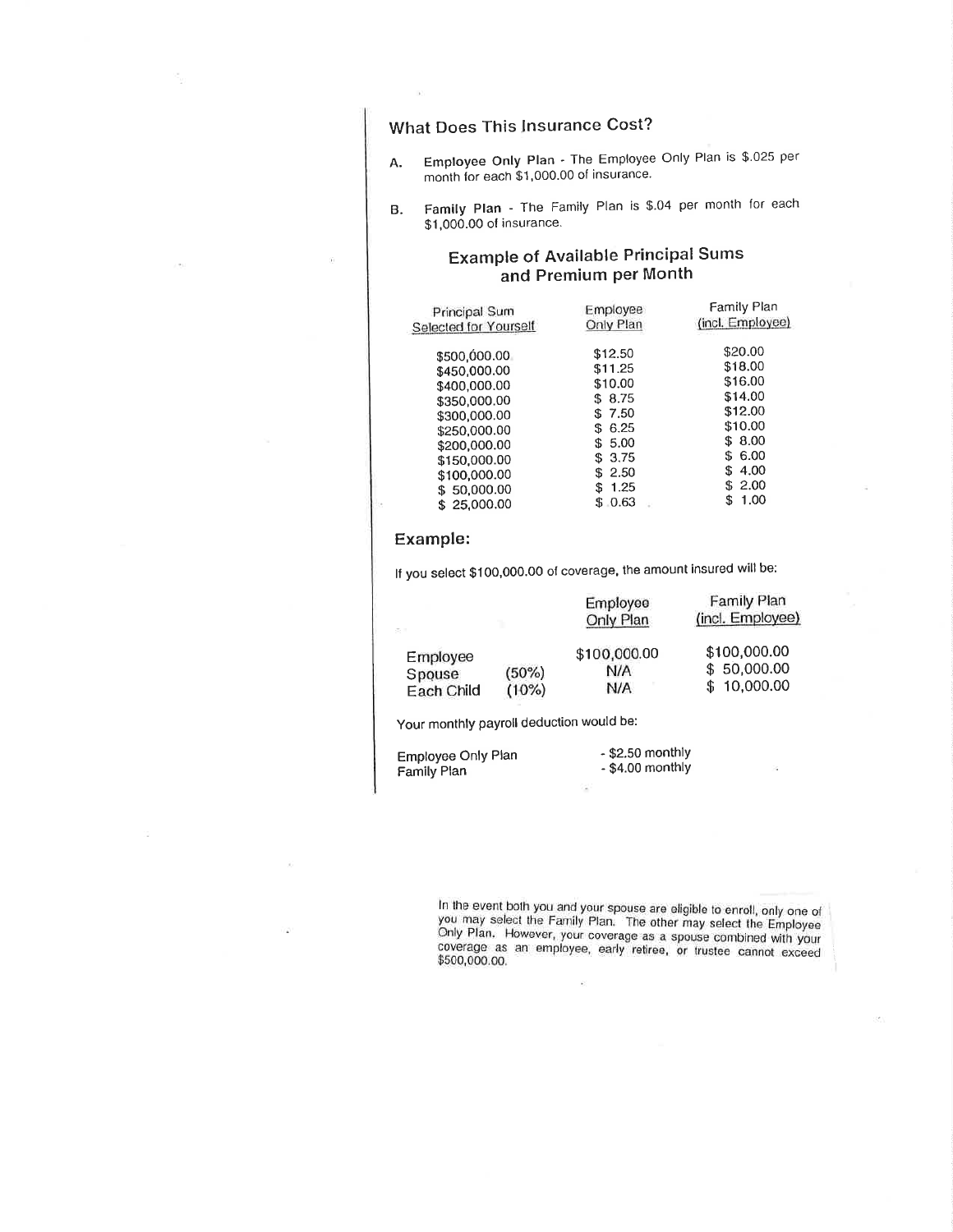## What Does This Insurance Cost?

A. **Employee Only Plan** - The Employee Only Plan is $.025 per month for each $1,000.00 of insurance.

B. **Family Plan** - The Family Plan is $.04 per month for each $1,000.00 of insurance.

### Example of Available Principal Sums and Premium per Month

| Principal Sum Selected for Yourself | Employee Only Plan | Family Plan (incl. Employee) |
|---|---|---|
| $500,000.00 | $12.50 | $20.00 |
| $450,000.00 | $11.25 | $18.00 |
| $400,000.00 | $10.00 | $16.00 |
| $350,000.00 | $ 8.75 | $14.00 |
| $300,000.00 | $ 7.50 | $12.00 |
| $250,000.00 | $ 6.25 | $10.00 |
| $200,000.00 | $ 5.00 | $ 8.00 |
| $150,000.00 | $ 3.75 | $ 6.00 |
| $100,000.00 | $ 2.50 | $ 4.00 |
| $ 50,000.00 | $ 1.25 | $ 2.00 |
| $ 25,000.00 | $ 0.63 | $ 1.00 |

## Example:

If you select $100,000.00 of coverage, the amount insured will be:

| | | Employee Only Plan | Family Plan (incl. Employee) |
|---|---|---|---|
| Employee | | $100,000.00 | $100,000.00 |
| Spouse | (50%) | N/A | $ 50,000.00 |
| Each Child | (10%) | N/A | $ 10,000.00 |

Your monthly payroll deduction would be:

| | |
|---|---|
| Employee Only Plan | - $2.50 monthly |
| Family Plan | - $4.00 monthly |

In the event both you and your spouse are eligible to enroll, only one of you may select the Family Plan. The other may select the Employee Only Plan. However, your coverage as a spouse combined with your coverage as an employee, early retiree, or trustee cannot exceed $500,000.00.